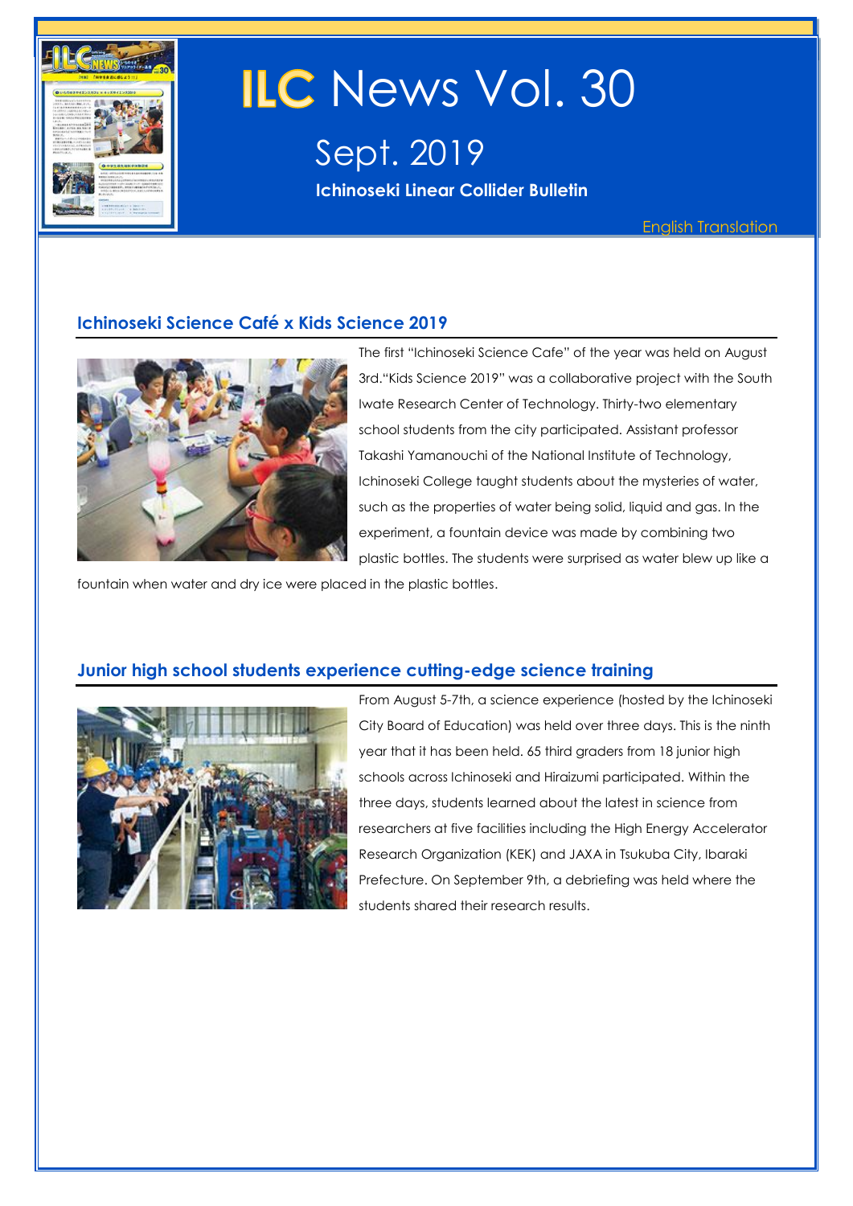# ILC News Vol. 30

## Sept. 2019

**Ichinoseki Linear Collider Bulletin**

English Translation

### Ichinoseki Science Café x Kids Science 2019

The first "Ichinoseki Science Cafe" of the year was held on August 3rd."Kids Science 2019" was a collaborative project with the South Iwate Research Center of Technology. Thirty-two elementary school students from the city participated. Assistant professor Takashi Yamanouchi of the National Institute of Technology, Ichinoseki College taught students about the mysteries of water, such as the properties of water being solid, liquid and gas. In the experiment, a fountain device was made by combining two plastic bottles. The students were surprised as water blew up like a fountain when water and dry ice were placed in the plastic bottles.

### Junior high school students experience cutting-edge science training

From August 5-7th, a science experience (hosted by the Ichinoseki City Board of Education) was held over three days. This is the ninth year that it has been held. 65 third graders from 18 junior high schools across Ichinoseki and Hiraizumi participated. Within the three days, students learned about the latest in science from researchers at five facilities including the High Energy Accelerator Research Organization (KEK) and JAXA in Tsukuba City, Ibaraki Prefecture. On September 9th, a debriefing was held where the students shared their research results.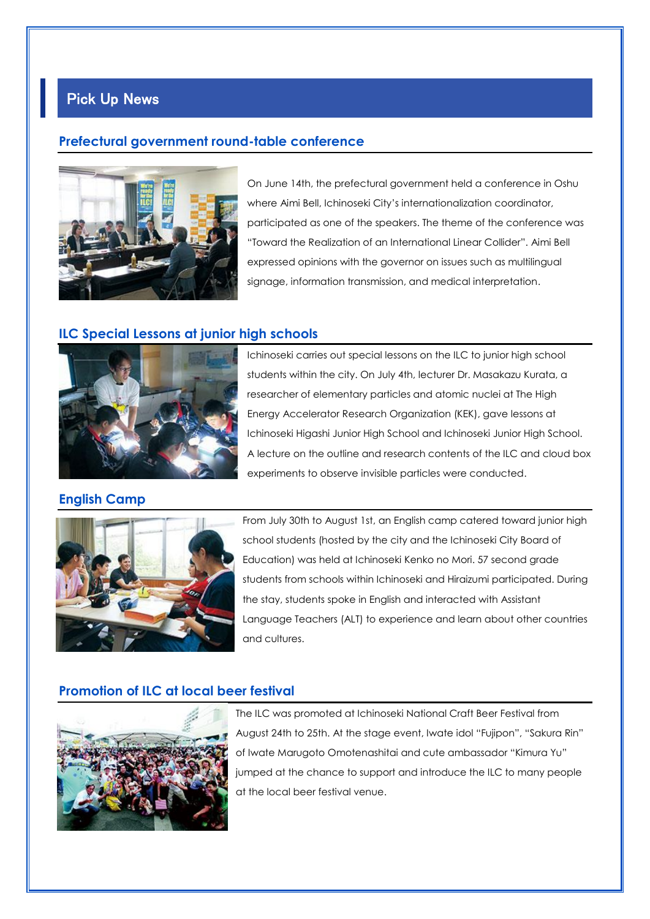## Pick Up News

### Prefectural government round-table conference

On June 14th, the prefectural government held a conference in Oshu where Aimi Bell, Ichinoseki City's internationalization coordinator, participated as one of the speakers. The theme of the conference was "Toward the Realization of an International Linear Collider". Aimi Bell expressed opinions with the governor on issues such as multilingual signage, information transmission, and medical interpretation.

### ILC Special Lessons at junior high schools

Ichinoseki carries out special lessons on the ILC to junior high school students within the city. On July 4th, lecturer Dr. Masakazu Kurata, a researcher of elementary particles and atomic nuclei at The High Energy Accelerator Research Organization (KEK), gave lessons at Ichinoseki Higashi Junior High School and Ichinoseki Junior High School. A lecture on the outline and research contents of the ILC and cloud box experiments to observe invisible particles were conducted.

### English Camp

From July 30th to August 1st, an English camp catered toward junior high school students (hosted by the city and the Ichinoseki City Board of Education) was held at Ichinoseki Kenko no Mori. 57 second grade students from schools within Ichinoseki and Hiraizumi participated. During the stay, students spoke in English and interacted with Assistant Language Teachers (ALT) to experience and learn about other countries and cultures.

### Promotion of ILC at local beer festival

The ILC was promoted at Ichinoseki National Craft Beer Festival from August 24th to 25th. At the stage event, Iwate idol "Fujipon", "Sakura Rin" of Iwate Marugoto Omotenashitai and cute ambassador "Kimura Yu" jumped at the chance to support and introduce the ILC to many people at the local beer festival venue.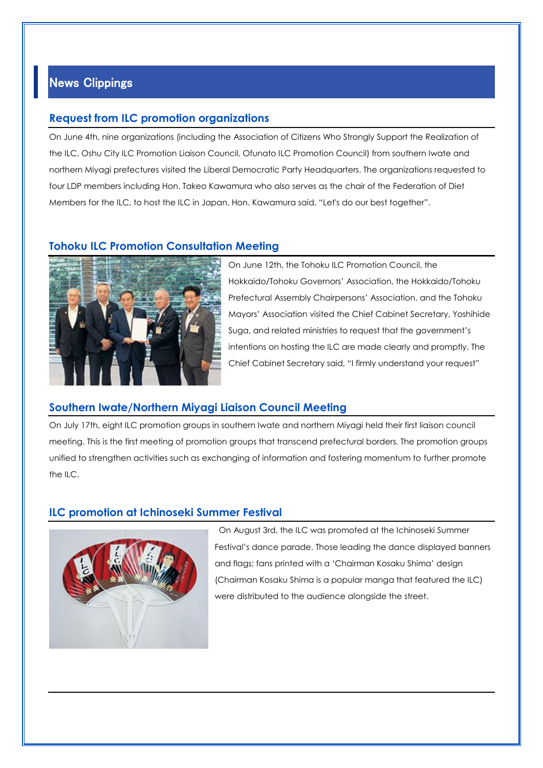## News Clippings

### Request from ILC promotion organizations

On June 4th, nine organizations (including the Association of Citizens Who Strongly Support the Realization of the ILC, Oshu City ILC Promotion Liaison Council, Ofunato ILC Promotion Council) from southern Iwate and northern Miyagi prefectures visited the Liberal Democratic Party Headquarters. The organizations requested to four LDP members including Hon. Takeo Kawamura who also serves as the chair of the Federation of Diet Members for the ILC, to host the ILC in Japan. Hon. Kawamura said, "Let's do our best together".

### Tohoku ILC Promotion Consultation Meeting

On June 12th, the Tohoku ILC Promotion Council, the Hokkaido/Tohoku Governors' Association, the Hokkaido/Tohoku Prefectural Assembly Chairpersons' Association, and the Tohoku Mayors' Association visited the Chief Cabinet Secretary, Yoshihide Suga, and related ministries to request that the government's intentions on hosting the ILC are made clearly and promptly. The Chief Cabinet Secretary said, "I firmly understand your request"

### Southern Iwate/Northern Miyagi Liaison Council Meeting

On July 17th, eight ILC promotion groups in southern Iwate and northern Miyagi held their first liaison council meeting. This is the first meeting of promotion groups that transcend prefectural borders. The promotion groups unified to strengthen activities such as exchanging of information and fostering momentum to further promote the ILC.

### ILC promotion at Ichinoseki Summer Festival

On August 3rd, the ILC was promoted at the Ichinoseki Summer Festival's dance parade. Those leading the dance displayed banners and flags; fans printed with a 'Chairman Kosaku Shima' design (Chairman Kosaku Shima is a popular manga that featured the ILC) were distributed to the audience alongside the street.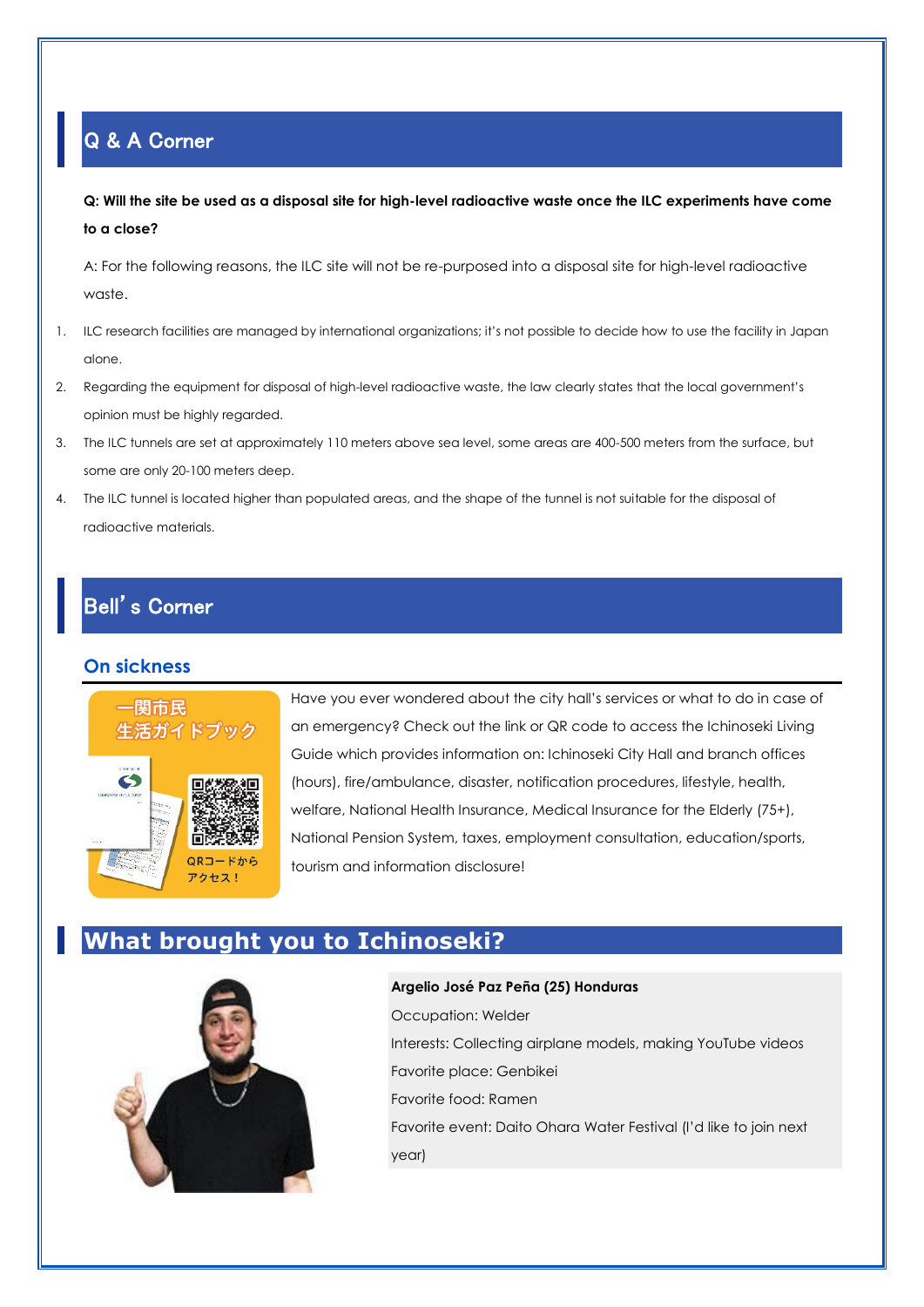## Q & A Corner

**Q: Will the site be used as a disposal site for high-level radioactive waste once the ILC experiments have come to a close?**

A: For the following reasons, the ILC site will not be re-purposed into a disposal site for high-level radioactive waste.

1. ILC research facilities are managed by international organizations; it's not possible to decide how to use the facility in Japan alone.
2. Regarding the equipment for disposal of high-level radioactive waste, the law clearly states that the local government's opinion must be highly regarded.
3. The ILC tunnels are set at approximately 110 meters above sea level, some areas are 400-500 meters from the surface, but some are only 20-100 meters deep.
4. The ILC tunnel is located higher than populated areas, and the shape of the tunnel is not suitable for the disposal of radioactive materials.

## Bell's Corner

### On sickness

一関市民生活ガイドブック

QRコードからアクセス！

Have you ever wondered about the city hall's services or what to do in case of an emergency? Check out the link or QR code to access the Ichinoseki Living Guide which provides information on: Ichinoseki City Hall and branch offices (hours), fire/ambulance, disaster, notification procedures, lifestyle, health, welfare, National Health Insurance, Medical Insurance for the Elderly (75+), National Pension System, taxes, employment consultation, education/sports, tourism and information disclosure!

## What brought you to Ichinoseki?

**Argelio José Paz Peña (25) Honduras**

Occupation: Welder

Interests: Collecting airplane models, making YouTube videos

Favorite place: Genbikei

Favorite food: Ramen

Favorite event: Daito Ohara Water Festival (I'd like to join next year)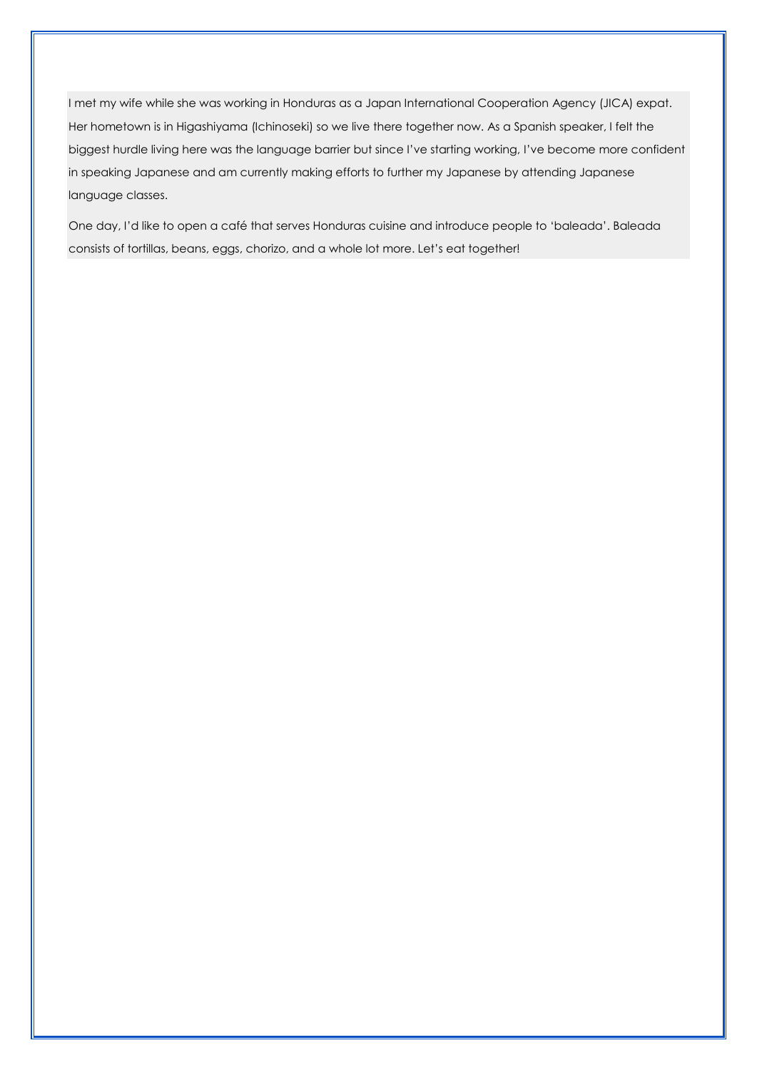I met my wife while she was working in Honduras as a Japan International Cooperation Agency (JICA) expat. Her hometown is in Higashiyama (Ichinoseki) so we live there together now. As a Spanish speaker, I felt the biggest hurdle living here was the language barrier but since I've starting working, I've become more confident in speaking Japanese and am currently making efforts to further my Japanese by attending Japanese language classes.

One day, I'd like to open a café that serves Honduras cuisine and introduce people to 'baleada'. Baleada consists of tortillas, beans, eggs, chorizo, and a whole lot more. Let's eat together!